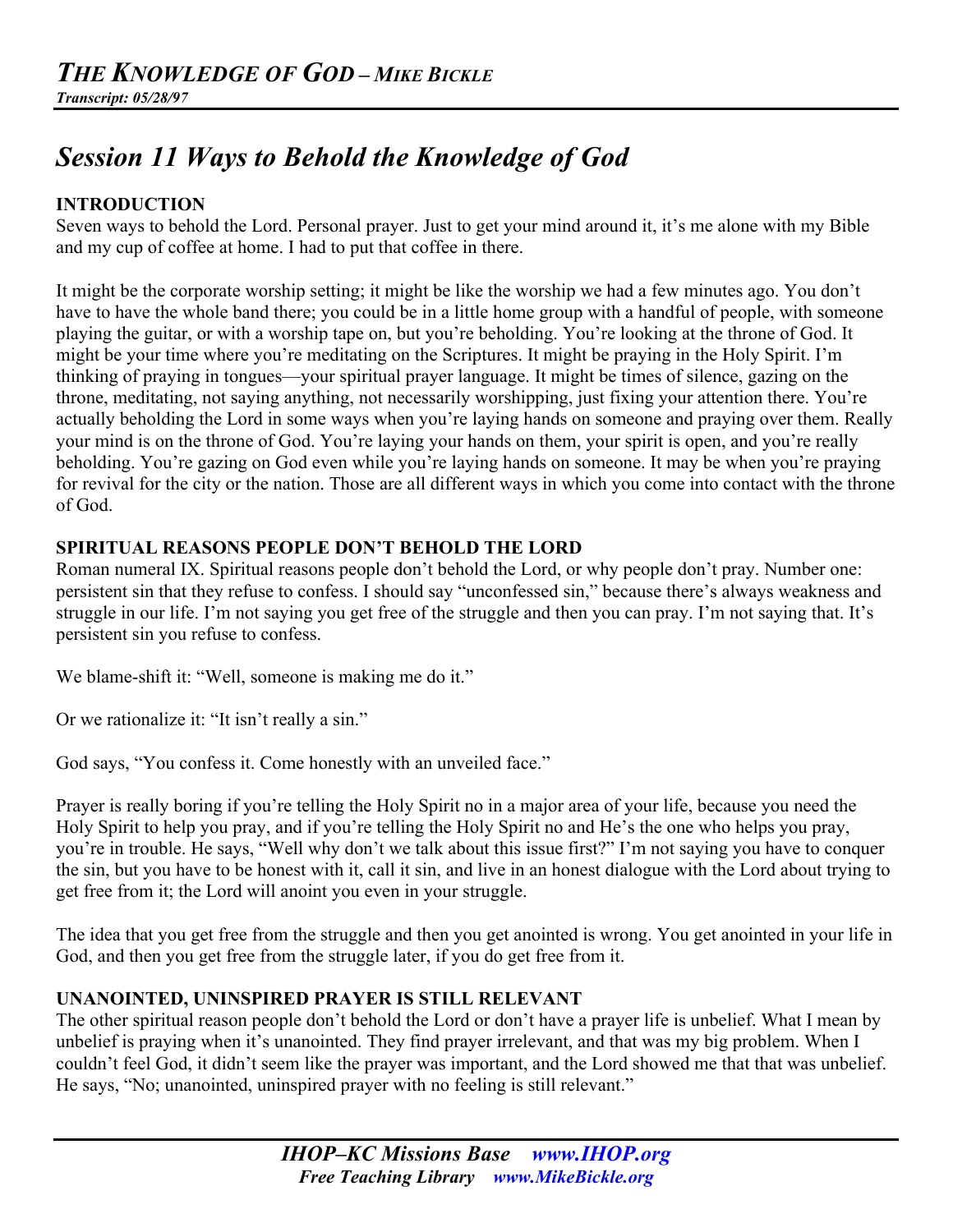# *THE KNOWLEDGE OF GOD – MIKE BICKLE*

***Transcript: 05/28/97***

## *Session 11 Ways to Behold the Knowledge of God*

### INTRODUCTION

Seven ways to behold the Lord. Personal prayer. Just to get your mind around it, it's me alone with my Bible and my cup of coffee at home. I had to put that coffee in there.

It might be the corporate worship setting; it might be like the worship we had a few minutes ago. You don't have to have the whole band there; you could be in a little home group with a handful of people, with someone playing the guitar, or with a worship tape on, but you're beholding. You're looking at the throne of God. It might be your time where you're meditating on the Scriptures. It might be praying in the Holy Spirit. I'm thinking of praying in tongues—your spiritual prayer language. It might be times of silence, gazing on the throne, meditating, not saying anything, not necessarily worshipping, just fixing your attention there. You're actually beholding the Lord in some ways when you're laying hands on someone and praying over them. Really your mind is on the throne of God. You're laying your hands on them, your spirit is open, and you're really beholding. You're gazing on God even while you're laying hands on someone. It may be when you're praying for revival for the city or the nation. Those are all different ways in which you come into contact with the throne of God.

### SPIRITUAL REASONS PEOPLE DON'T BEHOLD THE LORD

Roman numeral IX. Spiritual reasons people don't behold the Lord, or why people don't pray. Number one: persistent sin that they refuse to confess. I should say "unconfessed sin," because there's always weakness and struggle in our life. I'm not saying you get free of the struggle and then you can pray. I'm not saying that. It's persistent sin you refuse to confess.

We blame-shift it: "Well, someone is making me do it."

Or we rationalize it: "It isn't really a sin."

God says, "You confess it. Come honestly with an unveiled face."

Prayer is really boring if you're telling the Holy Spirit no in a major area of your life, because you need the Holy Spirit to help you pray, and if you're telling the Holy Spirit no and He's the one who helps you pray, you're in trouble. He says, "Well why don't we talk about this issue first?" I'm not saying you have to conquer the sin, but you have to be honest with it, call it sin, and live in an honest dialogue with the Lord about trying to get free from it; the Lord will anoint you even in your struggle.

The idea that you get free from the struggle and then you get anointed is wrong. You get anointed in your life in God, and then you get free from the struggle later, if you do get free from it.

### UNANOINTED, UNINSPIRED PRAYER IS STILL RELEVANT

The other spiritual reason people don't behold the Lord or don't have a prayer life is unbelief. What I mean by unbelief is praying when it's unanointed. They find prayer irrelevant, and that was my big problem. When I couldn't feel God, it didn't seem like the prayer was important, and the Lord showed me that that was unbelief. He says, "No; unanointed, uninspired prayer with no feeling is still relevant."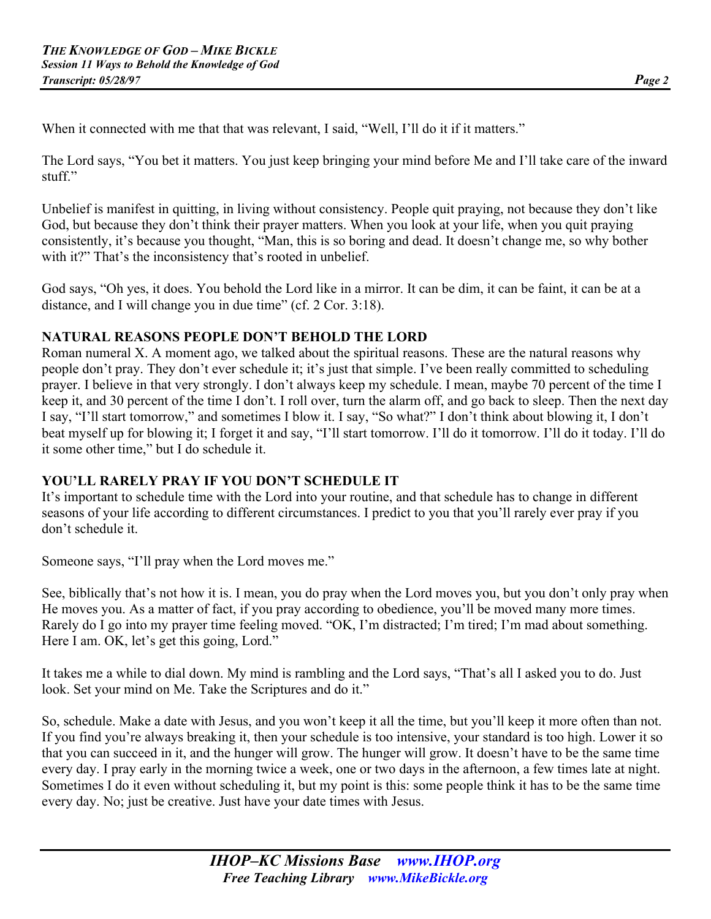When it connected with me that that was relevant, I said, "Well, I'll do it if it matters."

The Lord says, "You bet it matters. You just keep bringing your mind before Me and I'll take care of the inward stuff."

Unbelief is manifest in quitting, in living without consistency. People quit praying, not because they don't like God, but because they don't think their prayer matters. When you look at your life, when you quit praying consistently, it's because you thought, "Man, this is so boring and dead. It doesn't change me, so why bother with it?" That's the inconsistency that's rooted in unbelief.

God says, "Oh yes, it does. You behold the Lord like in a mirror. It can be dim, it can be faint, it can be at a distance, and I will change you in due time" (cf. 2 Cor. 3:18).

## NATURAL REASONS PEOPLE DON'T BEHOLD THE LORD

Roman numeral X. A moment ago, we talked about the spiritual reasons. These are the natural reasons why people don't pray. They don't ever schedule it; it's just that simple. I've been really committed to scheduling prayer. I believe in that very strongly. I don't always keep my schedule. I mean, maybe 70 percent of the time I keep it, and 30 percent of the time I don't. I roll over, turn the alarm off, and go back to sleep. Then the next day I say, "I'll start tomorrow," and sometimes I blow it. I say, "So what?" I don't think about blowing it, I don't beat myself up for blowing it; I forget it and say, "I'll start tomorrow. I'll do it tomorrow. I'll do it today. I'll do it some other time," but I do schedule it.

## YOU'LL RARELY PRAY IF YOU DON'T SCHEDULE IT

It's important to schedule time with the Lord into your routine, and that schedule has to change in different seasons of your life according to different circumstances. I predict to you that you'll rarely ever pray if you don't schedule it.

Someone says, "I'll pray when the Lord moves me."

See, biblically that's not how it is. I mean, you do pray when the Lord moves you, but you don't only pray when He moves you. As a matter of fact, if you pray according to obedience, you'll be moved many more times. Rarely do I go into my prayer time feeling moved. "OK, I'm distracted; I'm tired; I'm mad about something. Here I am. OK, let's get this going, Lord."

It takes me a while to dial down. My mind is rambling and the Lord says, "That's all I asked you to do. Just look. Set your mind on Me. Take the Scriptures and do it."

So, schedule. Make a date with Jesus, and you won't keep it all the time, but you'll keep it more often than not. If you find you're always breaking it, then your schedule is too intensive, your standard is too high. Lower it so that you can succeed in it, and the hunger will grow. The hunger will grow. It doesn't have to be the same time every day. I pray early in the morning twice a week, one or two days in the afternoon, a few times late at night. Sometimes I do it even without scheduling it, but my point is this: some people think it has to be the same time every day. No; just be creative. Just have your date times with Jesus.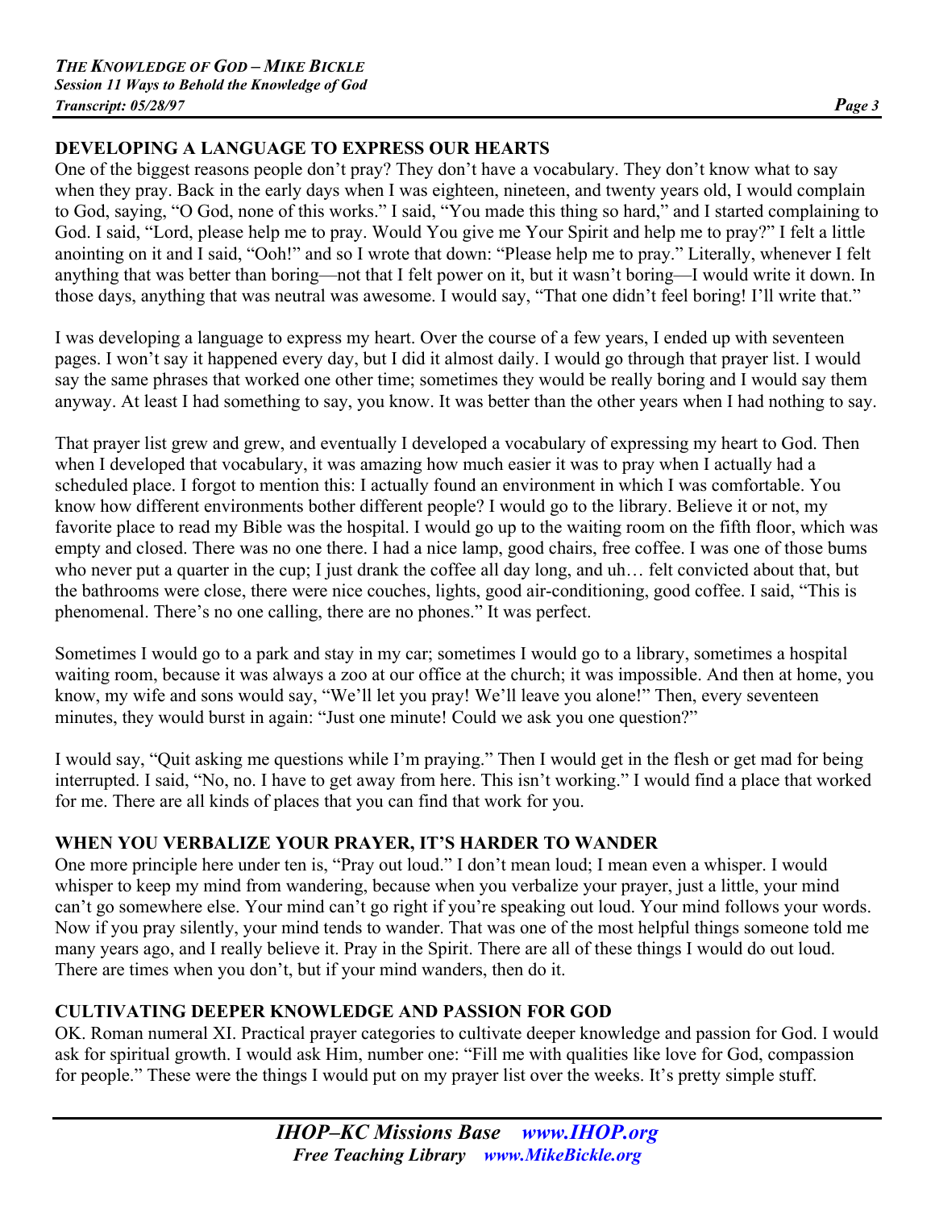## DEVELOPING A LANGUAGE TO EXPRESS OUR HEARTS

One of the biggest reasons people don't pray? They don't have a vocabulary. They don't know what to say when they pray. Back in the early days when I was eighteen, nineteen, and twenty years old, I would complain to God, saying, "O God, none of this works." I said, "You made this thing so hard," and I started complaining to God. I said, "Lord, please help me to pray. Would You give me Your Spirit and help me to pray?" I felt a little anointing on it and I said, "Ooh!" and so I wrote that down: "Please help me to pray." Literally, whenever I felt anything that was better than boring—not that I felt power on it, but it wasn't boring—I would write it down. In those days, anything that was neutral was awesome. I would say, "That one didn't feel boring! I'll write that."

I was developing a language to express my heart. Over the course of a few years, I ended up with seventeen pages. I won't say it happened every day, but I did it almost daily. I would go through that prayer list. I would say the same phrases that worked one other time; sometimes they would be really boring and I would say them anyway. At least I had something to say, you know. It was better than the other years when I had nothing to say.

That prayer list grew and grew, and eventually I developed a vocabulary of expressing my heart to God. Then when I developed that vocabulary, it was amazing how much easier it was to pray when I actually had a scheduled place. I forgot to mention this: I actually found an environment in which I was comfortable. You know how different environments bother different people? I would go to the library. Believe it or not, my favorite place to read my Bible was the hospital. I would go up to the waiting room on the fifth floor, which was empty and closed. There was no one there. I had a nice lamp, good chairs, free coffee. I was one of those bums who never put a quarter in the cup; I just drank the coffee all day long, and uh… felt convicted about that, but the bathrooms were close, there were nice couches, lights, good air-conditioning, good coffee. I said, "This is phenomenal. There's no one calling, there are no phones." It was perfect.

Sometimes I would go to a park and stay in my car; sometimes I would go to a library, sometimes a hospital waiting room, because it was always a zoo at our office at the church; it was impossible. And then at home, you know, my wife and sons would say, "We'll let you pray! We'll leave you alone!" Then, every seventeen minutes, they would burst in again: "Just one minute! Could we ask you one question?"

I would say, "Quit asking me questions while I'm praying." Then I would get in the flesh or get mad for being interrupted. I said, "No, no. I have to get away from here. This isn't working." I would find a place that worked for me. There are all kinds of places that you can find that work for you.

## WHEN YOU VERBALIZE YOUR PRAYER, IT'S HARDER TO WANDER

One more principle here under ten is, "Pray out loud." I don't mean loud; I mean even a whisper. I would whisper to keep my mind from wandering, because when you verbalize your prayer, just a little, your mind can't go somewhere else. Your mind can't go right if you're speaking out loud. Your mind follows your words. Now if you pray silently, your mind tends to wander. That was one of the most helpful things someone told me many years ago, and I really believe it. Pray in the Spirit. There are all of these things I would do out loud. There are times when you don't, but if your mind wanders, then do it.

## CULTIVATING DEEPER KNOWLEDGE AND PASSION FOR GOD

OK. Roman numeral XI. Practical prayer categories to cultivate deeper knowledge and passion for God. I would ask for spiritual growth. I would ask Him, number one: "Fill me with qualities like love for God, compassion for people." These were the things I would put on my prayer list over the weeks. It's pretty simple stuff.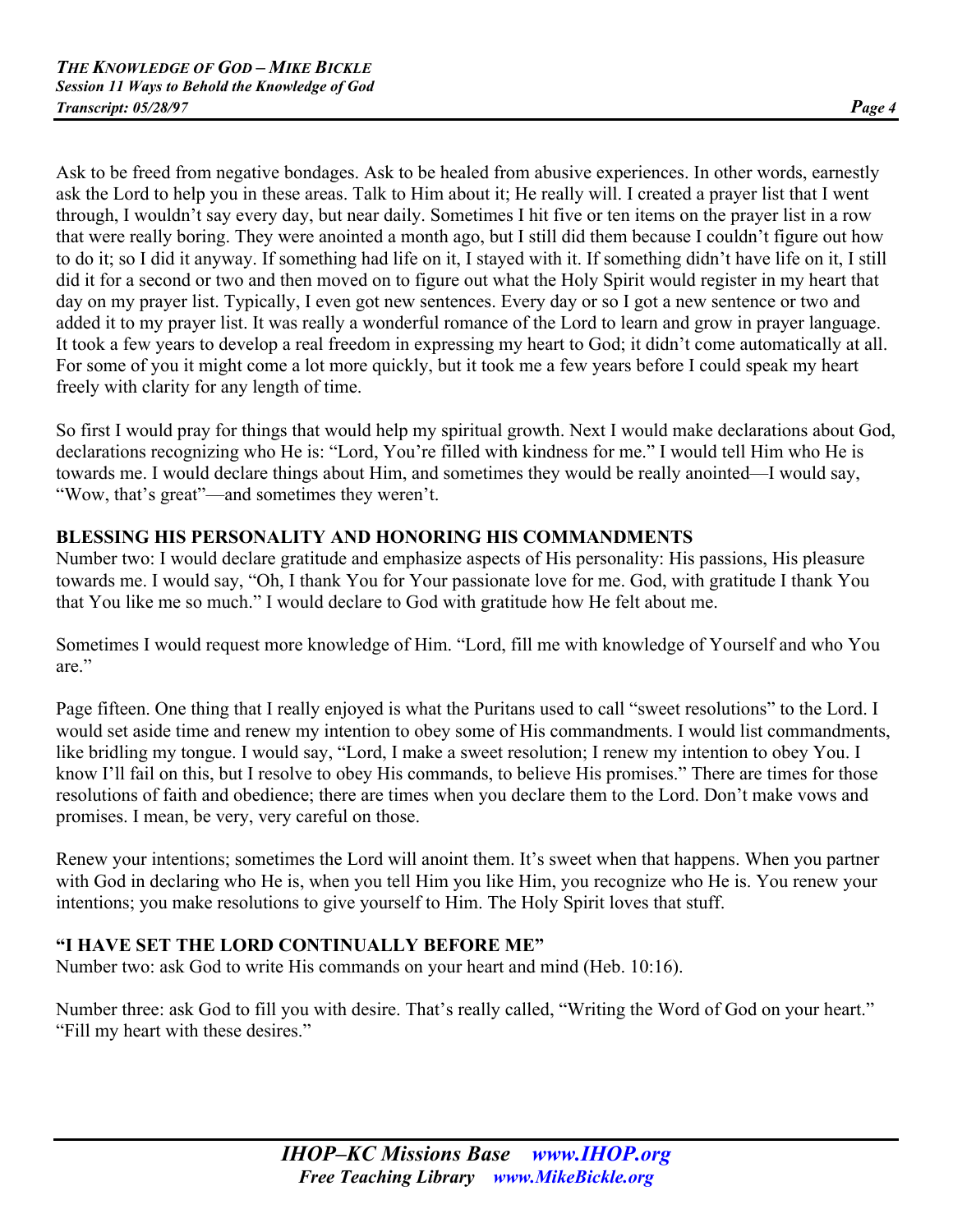Ask to be freed from negative bondages. Ask to be healed from abusive experiences. In other words, earnestly ask the Lord to help you in these areas. Talk to Him about it; He really will. I created a prayer list that I went through, I wouldn't say every day, but near daily. Sometimes I hit five or ten items on the prayer list in a row that were really boring. They were anointed a month ago, but I still did them because I couldn't figure out how to do it; so I did it anyway. If something had life on it, I stayed with it. If something didn't have life on it, I still did it for a second or two and then moved on to figure out what the Holy Spirit would register in my heart that day on my prayer list. Typically, I even got new sentences. Every day or so I got a new sentence or two and added it to my prayer list. It was really a wonderful romance of the Lord to learn and grow in prayer language. It took a few years to develop a real freedom in expressing my heart to God; it didn't come automatically at all. For some of you it might come a lot more quickly, but it took me a few years before I could speak my heart freely with clarity for any length of time.

So first I would pray for things that would help my spiritual growth. Next I would make declarations about God, declarations recognizing who He is: "Lord, You're filled with kindness for me." I would tell Him who He is towards me. I would declare things about Him, and sometimes they would be really anointed—I would say, "Wow, that's great"—and sometimes they weren't.

## BLESSING HIS PERSONALITY AND HONORING HIS COMMANDMENTS

Number two: I would declare gratitude and emphasize aspects of His personality: His passions, His pleasure towards me. I would say, "Oh, I thank You for Your passionate love for me. God, with gratitude I thank You that You like me so much." I would declare to God with gratitude how He felt about me.

Sometimes I would request more knowledge of Him. "Lord, fill me with knowledge of Yourself and who You are."

Page fifteen. One thing that I really enjoyed is what the Puritans used to call "sweet resolutions" to the Lord. I would set aside time and renew my intention to obey some of His commandments. I would list commandments, like bridling my tongue. I would say, "Lord, I make a sweet resolution; I renew my intention to obey You. I know I'll fail on this, but I resolve to obey His commands, to believe His promises." There are times for those resolutions of faith and obedience; there are times when you declare them to the Lord. Don't make vows and promises. I mean, be very, very careful on those.

Renew your intentions; sometimes the Lord will anoint them. It's sweet when that happens. When you partner with God in declaring who He is, when you tell Him you like Him, you recognize who He is. You renew your intentions; you make resolutions to give yourself to Him. The Holy Spirit loves that stuff.

## "I HAVE SET THE LORD CONTINUALLY BEFORE ME"

Number two: ask God to write His commands on your heart and mind (Heb. 10:16).

Number three: ask God to fill you with desire. That's really called, "Writing the Word of God on your heart." "Fill my heart with these desires."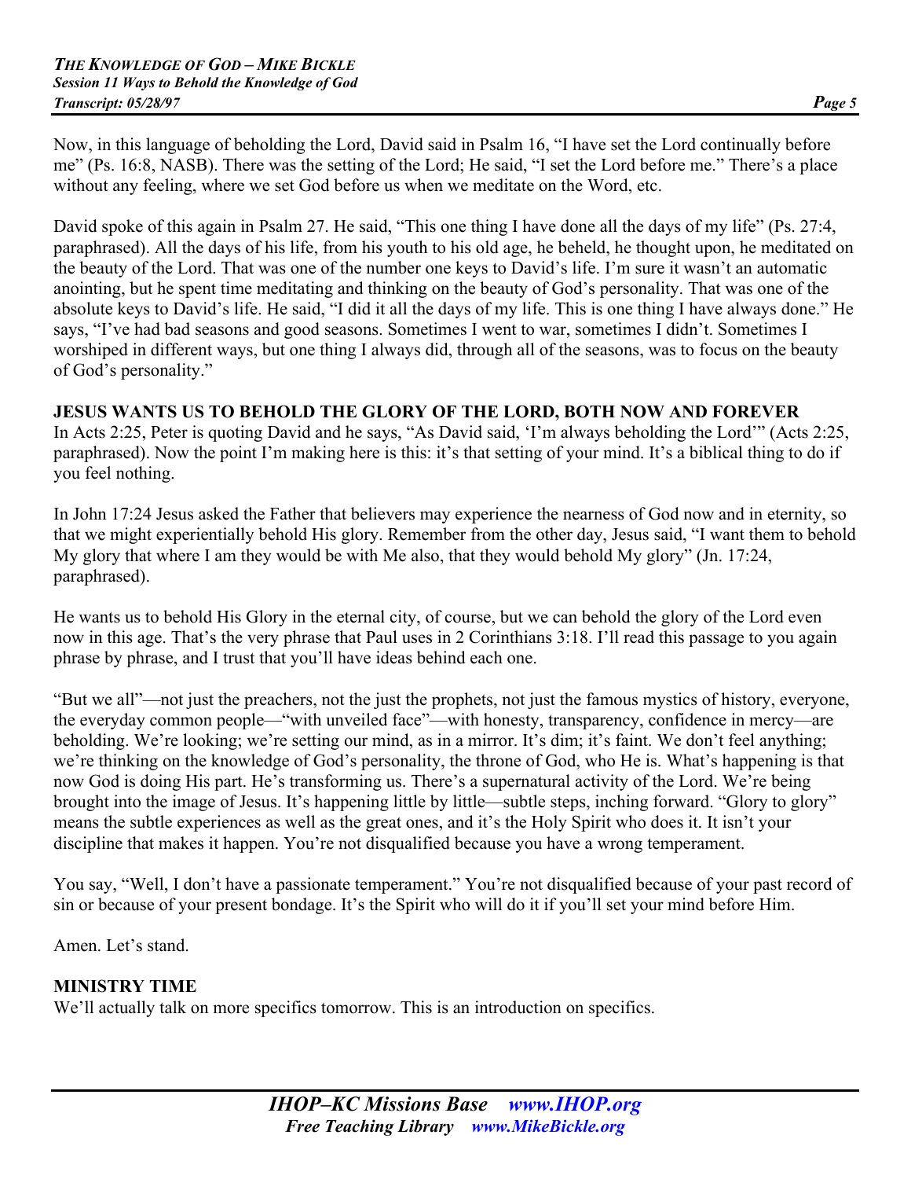Now, in this language of beholding the Lord, David said in Psalm 16, "I have set the Lord continually before me" (Ps. 16:8, NASB). There was the setting of the Lord; He said, "I set the Lord before me." There's a place without any feeling, where we set God before us when we meditate on the Word, etc.

David spoke of this again in Psalm 27. He said, "This one thing I have done all the days of my life" (Ps. 27:4, paraphrased). All the days of his life, from his youth to his old age, he beheld, he thought upon, he meditated on the beauty of the Lord. That was one of the number one keys to David's life. I'm sure it wasn't an automatic anointing, but he spent time meditating and thinking on the beauty of God's personality. That was one of the absolute keys to David's life. He said, "I did it all the days of my life. This is one thing I have always done." He says, "I've had bad seasons and good seasons. Sometimes I went to war, sometimes I didn't. Sometimes I worshiped in different ways, but one thing I always did, through all of the seasons, was to focus on the beauty of God's personality."

**JESUS WANTS US TO BEHOLD THE GLORY OF THE LORD, BOTH NOW AND FOREVER**

In Acts 2:25, Peter is quoting David and he says, "As David said, 'I'm always beholding the Lord'" (Acts 2:25, paraphrased). Now the point I'm making here is this: it's that setting of your mind. It's a biblical thing to do if you feel nothing.

In John 17:24 Jesus asked the Father that believers may experience the nearness of God now and in eternity, so that we might experientially behold His glory. Remember from the other day, Jesus said, "I want them to behold My glory that where I am they would be with Me also, that they would behold My glory" (Jn. 17:24, paraphrased).

He wants us to behold His Glory in the eternal city, of course, but we can behold the glory of the Lord even now in this age. That's the very phrase that Paul uses in 2 Corinthians 3:18. I'll read this passage to you again phrase by phrase, and I trust that you'll have ideas behind each one.

"But we all"—not just the preachers, not the just the prophets, not just the famous mystics of history, everyone, the everyday common people—"with unveiled face"—with honesty, transparency, confidence in mercy—are beholding. We're looking; we're setting our mind, as in a mirror. It's dim; it's faint. We don't feel anything; we're thinking on the knowledge of God's personality, the throne of God, who He is. What's happening is that now God is doing His part. He's transforming us. There's a supernatural activity of the Lord. We're being brought into the image of Jesus. It's happening little by little—subtle steps, inching forward. "Glory to glory" means the subtle experiences as well as the great ones, and it's the Holy Spirit who does it. It isn't your discipline that makes it happen. You're not disqualified because you have a wrong temperament.

You say, "Well, I don't have a passionate temperament." You're not disqualified because of your past record of sin or because of your present bondage. It's the Spirit who will do it if you'll set your mind before Him.

Amen. Let's stand.

**MINISTRY TIME**

We'll actually talk on more specifics tomorrow. This is an introduction on specifics.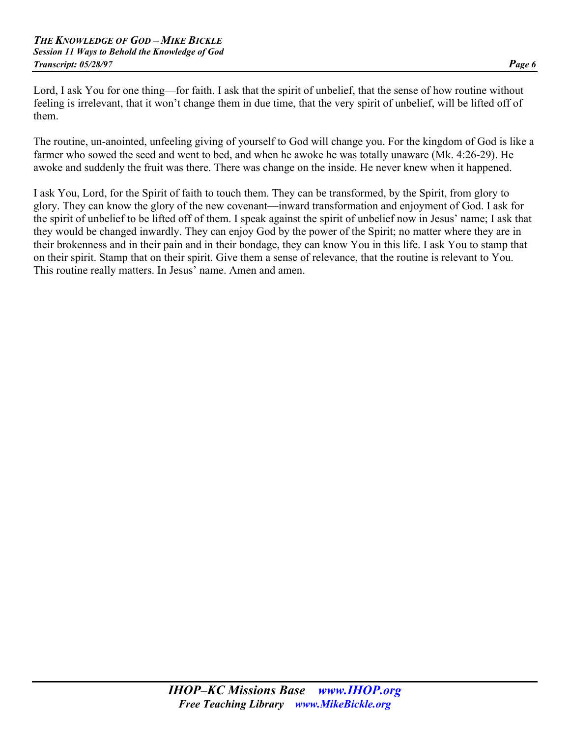Lord, I ask You for one thing—for faith. I ask that the spirit of unbelief, that the sense of how routine without feeling is irrelevant, that it won't change them in due time, that the very spirit of unbelief, will be lifted off of them.

The routine, un-anointed, unfeeling giving of yourself to God will change you. For the kingdom of God is like a farmer who sowed the seed and went to bed, and when he awoke he was totally unaware (Mk. 4:26-29). He awoke and suddenly the fruit was there. There was change on the inside. He never knew when it happened.

I ask You, Lord, for the Spirit of faith to touch them. They can be transformed, by the Spirit, from glory to glory. They can know the glory of the new covenant—inward transformation and enjoyment of God. I ask for the spirit of unbelief to be lifted off of them. I speak against the spirit of unbelief now in Jesus' name; I ask that they would be changed inwardly. They can enjoy God by the power of the Spirit; no matter where they are in their brokenness and in their pain and in their bondage, they can know You in this life. I ask You to stamp that on their spirit. Stamp that on their spirit. Give them a sense of relevance, that the routine is relevant to You. This routine really matters. In Jesus' name. Amen and amen.